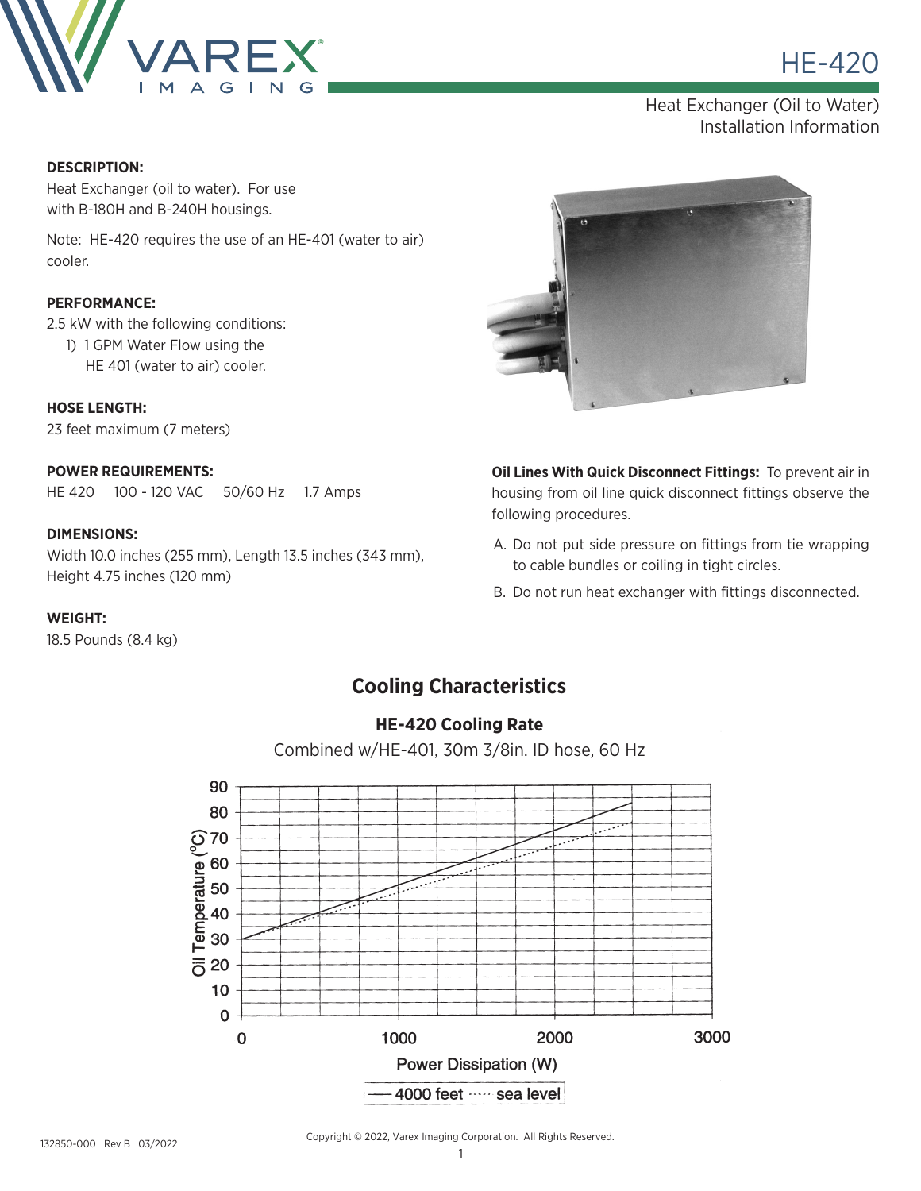# HE-420

Heat Exchanger (Oil to Water)
Installation Information

**DESCRIPTION:**
Heat Exchanger (oil to water). For use with B-180H and B-240H housings.

Note: HE-420 requires the use of an HE-401 (water to air) cooler.

**PERFORMANCE:**
2.5 kW with the following conditions:

1) 1 GPM Water Flow using the HE 401 (water to air) cooler.

**HOSE LENGTH:**
23 feet maximum (7 meters)

**POWER REQUIREMENTS:**
HE 420 100 - 120 VAC 50/60 Hz 1.7 Amps

**DIMENSIONS:**
Width 10.0 inches (255 mm), Length 13.5 inches (343 mm), Height 4.75 inches (120 mm)

**WEIGHT:**
18.5 Pounds (8.4 kg)

**Oil Lines With Quick Disconnect Fittings:** To prevent air in housing from oil line quick disconnect fittings observe the following procedures.

A. Do not put side pressure on fittings from tie wrapping to cable bundles or coiling in tight circles.

B. Do not run heat exchanger with fittings disconnected.

## Cooling Characteristics

**HE-420 Cooling Rate**

Combined w/HE-401, 30m 3/8in. ID hose, 60 Hz

Oil Temperature (°C) vs. Power Dissipation (W)

— 4000 feet ····· sea level

132850-000 Rev B 03/2022

Copyright © 2022, Varex Imaging Corporation. All Rights Reserved.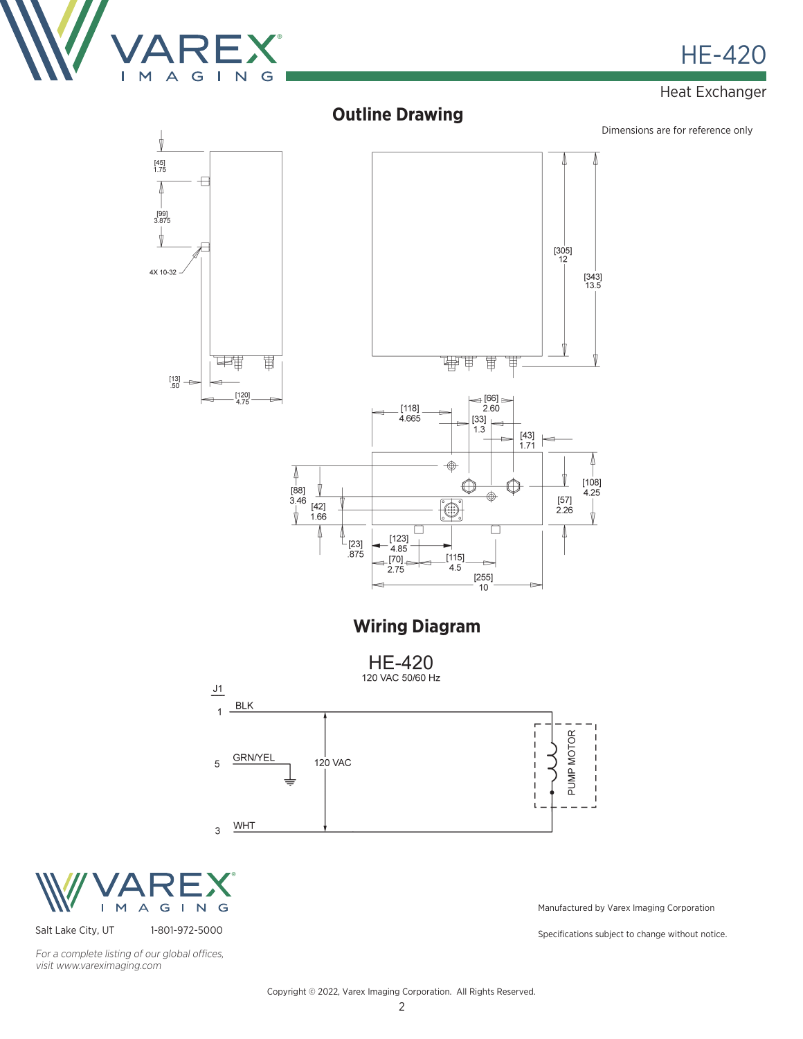## Outline Drawing

Dimensions are for reference only

[45]
1.75

[99]
3.875

4X 10-32

[13]
.50

[120]
4.75

[305]
12

[343]
13.5

[118]
4.665

[66]
2.60

[33]
1.3

[43]
1.71

[88]
3.46

[42]
1.66

[23]
.875

[108]
4.25

[57]
2.26

[123]
4.85

[70]
2.75

[115]
4.5

[255]
10

## Wiring Diagram

HE-420
120 VAC 50/60 Hz

J1

1 BLK

5 GRN/YEL

3 WHT

120 VAC

PUMP MOTOR

Salt Lake City, UT 1-801-972-5000

*For a complete listing of our global offices, visit www.vareximaging.com*

Manufactured by Varex Imaging Corporation

Specifications subject to change without notice.

Copyright © 2022, Varex Imaging Corporation. All Rights Reserved.